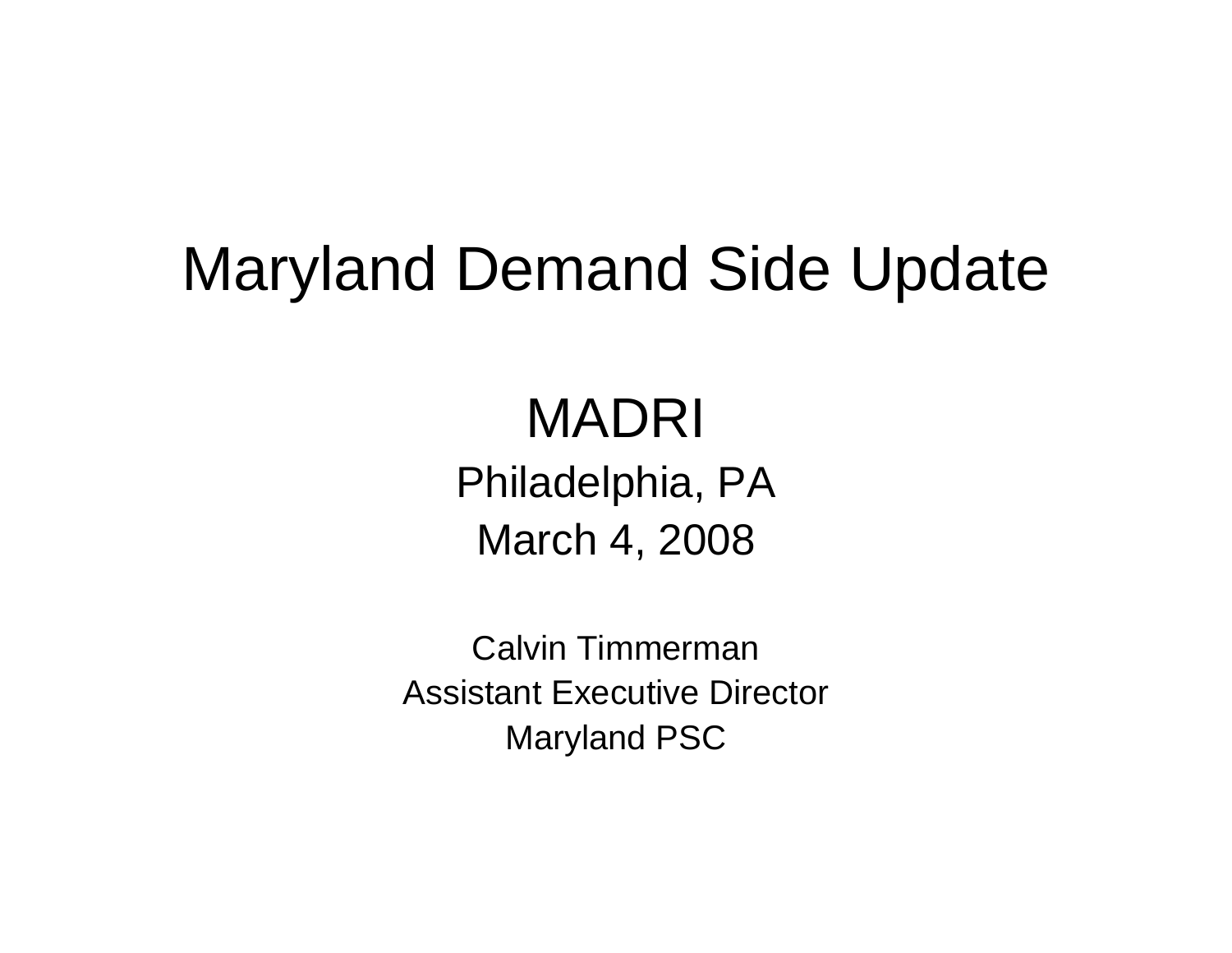# Maryland Demand Side Update

MADRI

Philadelphia, PA

March 4, 2008

Calvin Timmerman

Assistant Executive Director

Maryland PSC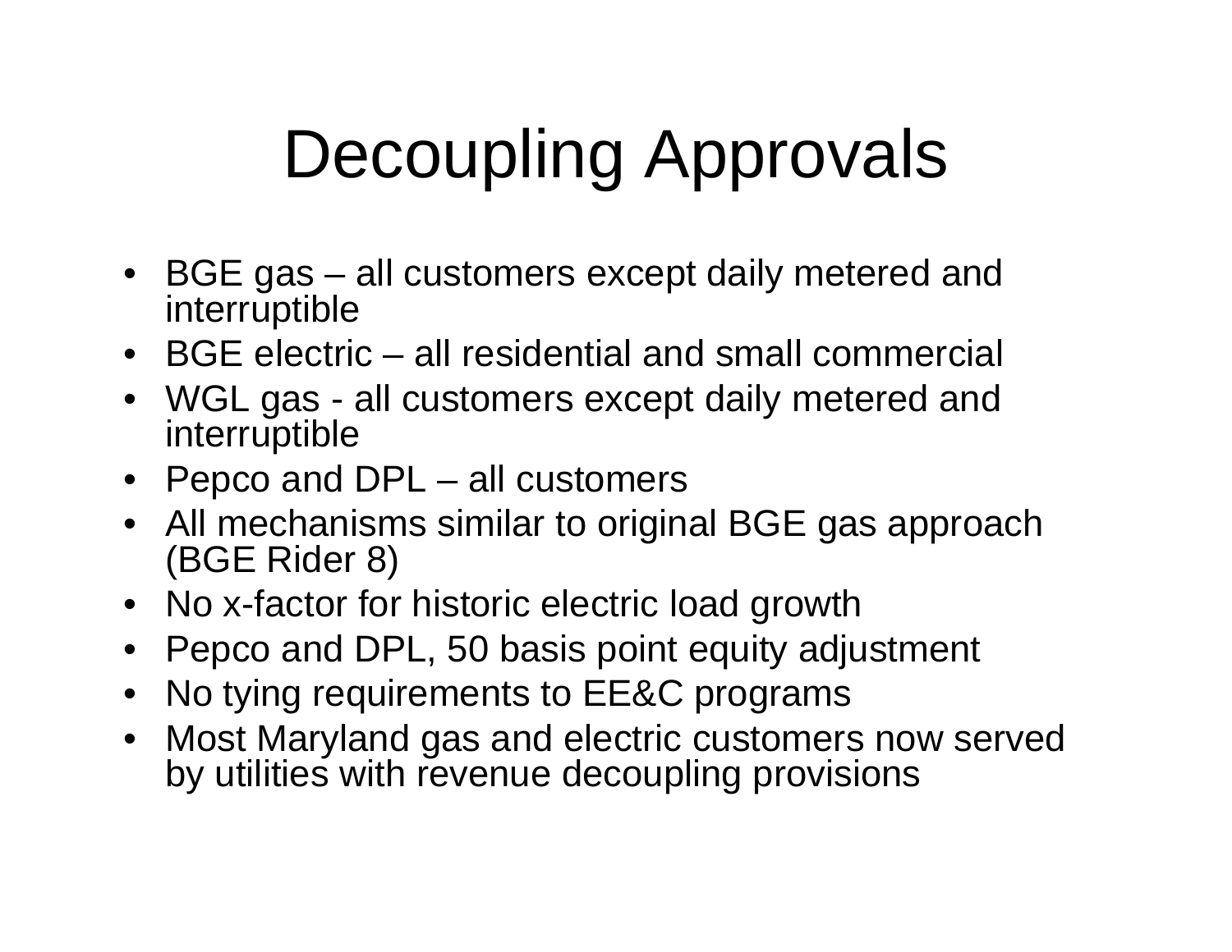# Decoupling Approvals

- BGE gas – all customers except daily metered and interruptible
- BGE electric – all residential and small commercial
- WGL gas - all customers except daily metered and interruptible
- Pepco and DPL – all customers
- All mechanisms similar to original BGE gas approach (BGE Rider 8)
- No x-factor for historic electric load growth
- Pepco and DPL, 50 basis point equity adjustment
- No tying requirements to EE&C programs
- Most Maryland gas and electric customers now served by utilities with revenue decoupling provisions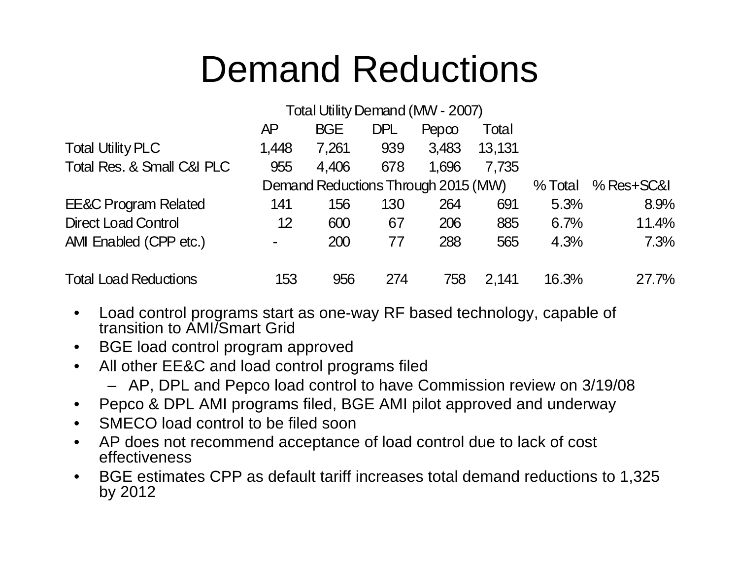# Demand Reductions

| | Total Utility Demand (MW - 2007) | | | | | | |
|---|---|---|---|---|---|---|---|
| | AP | BGE | DPL | Pepco | Total | | |
| Total Utility PLC | 1,448 | 7,261 | 939 | 3,483 | 13,131 | | |
| Total Res. & Small C&I PLC | 955 | 4,406 | 678 | 1,696 | 7,735 | | |
| | Demand Reductions Through 2015 (MW) | | | | | % Total | % Res+SC&I |
| EE&C Program Related | 141 | 156 | 130 | 264 | 691 | 5.3% | 8.9% |
| Direct Load Control | 12 | 600 | 67 | 206 | 885 | 6.7% | 11.4% |
| AMI Enabled (CPP etc.) | - | 200 | 77 | 288 | 565 | 4.3% | 7.3% |
| | | | | | | | |
| Total Load Reductions | 153 | 956 | 274 | 758 | 2,141 | 16.3% | 27.7% |

- Load control programs start as one-way RF based technology, capable of transition to AMI/Smart Grid
- BGE load control program approved
- All other EE&C and load control programs filed
  - AP, DPL and Pepco load control to have Commission review on 3/19/08
- Pepco & DPL AMI programs filed, BGE AMI pilot approved and underway
- SMECO load control to be filed soon
- AP does not recommend acceptance of load control due to lack of cost effectiveness
- BGE estimates CPP as default tariff increases total demand reductions to 1,325 by 2012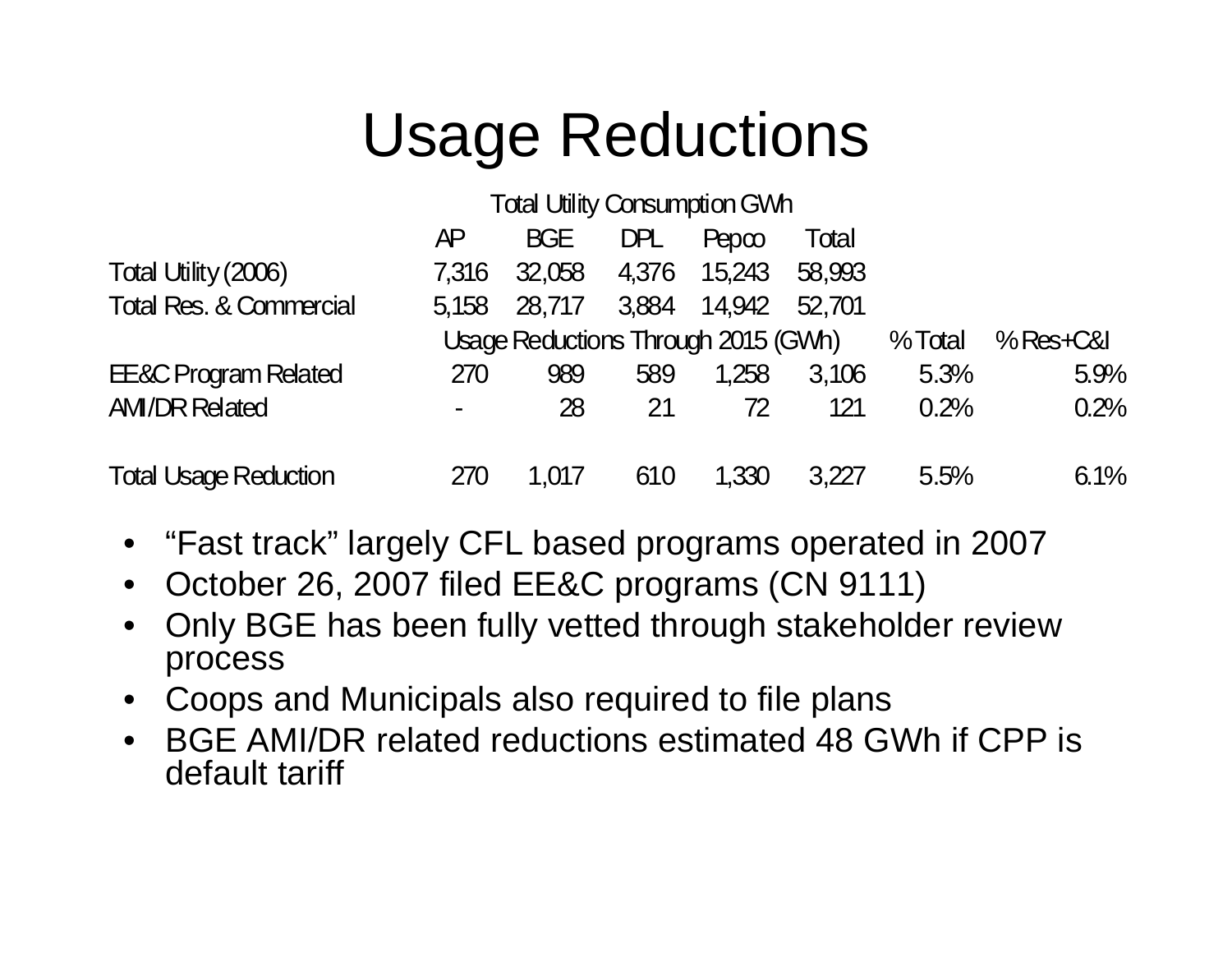# Usage Reductions

| | Total Utility Consumption GWh | | | | | | |
|---|---|---|---|---|---|---|---|
| | AP | BGE | DPL | Pepco | Total | | |
| Total Utility (2006) | 7,316 | 32,058 | 4,376 | 15,243 | 58,993 | | |
| Total Res. & Commercial | 5,158 | 28,717 | 3,884 | 14,942 | 52,701 | | |
| | Usage Reductions Through 2015 (GWh) | | | | | % Total | % Res+C&I |
| EE&C Program Related | 270 | 989 | 589 | 1,258 | 3,106 | 5.3% | 5.9% |
| AMI/DR Related | - | 28 | 21 | 72 | 121 | 0.2% | 0.2% |
| Total Usage Reduction | 270 | 1,017 | 610 | 1,330 | 3,227 | 5.5% | 6.1% |

- "Fast track" largely CFL based programs operated in 2007
- October 26, 2007 filed EE&C programs (CN 9111)
- Only BGE has been fully vetted through stakeholder review process
- Coops and Municipals also required to file plans
- BGE AMI/DR related reductions estimated 48 GWh if CPP is default tariff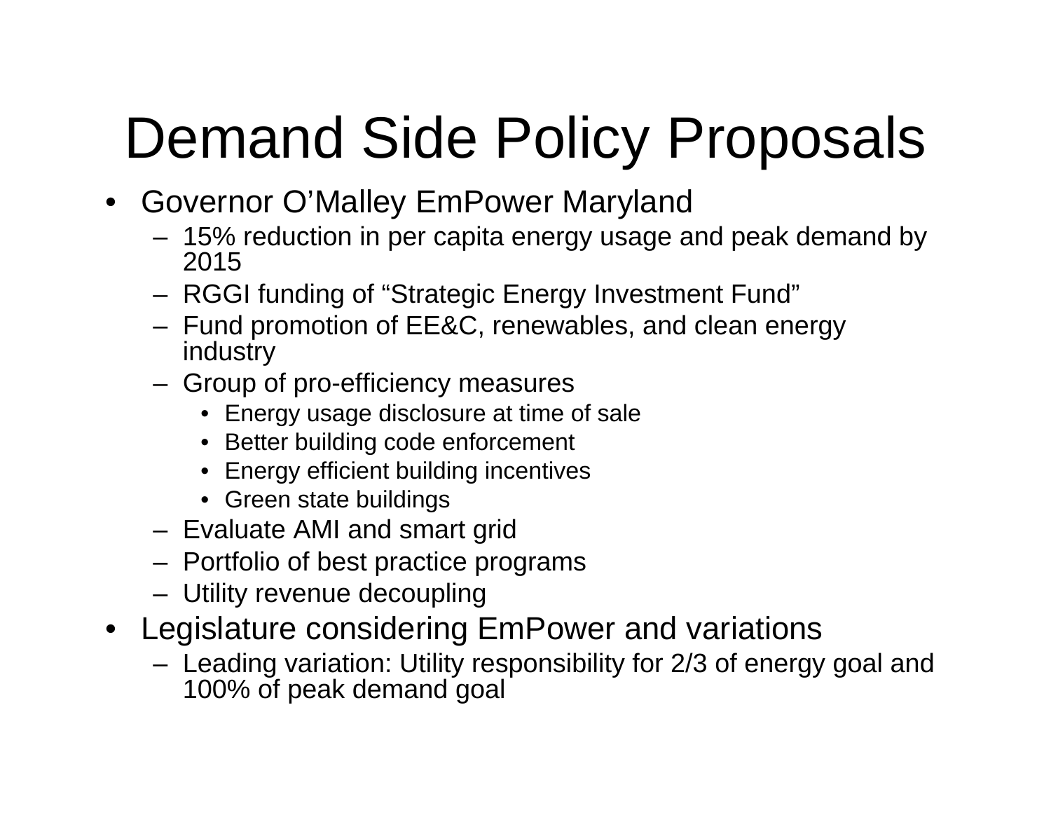# Demand Side Policy Proposals

- Governor O'Malley EmPower Maryland
  - 15% reduction in per capita energy usage and peak demand by 2015
  - RGGI funding of "Strategic Energy Investment Fund"
  - Fund promotion of EE&C, renewables, and clean energy industry
  - Group of pro-efficiency measures
    - Energy usage disclosure at time of sale
    - Better building code enforcement
    - Energy efficient building incentives
    - Green state buildings
  - Evaluate AMI and smart grid
  - Portfolio of best practice programs
  - Utility revenue decoupling
- Legislature considering EmPower and variations
  - Leading variation: Utility responsibility for 2/3 of energy goal and 100% of peak demand goal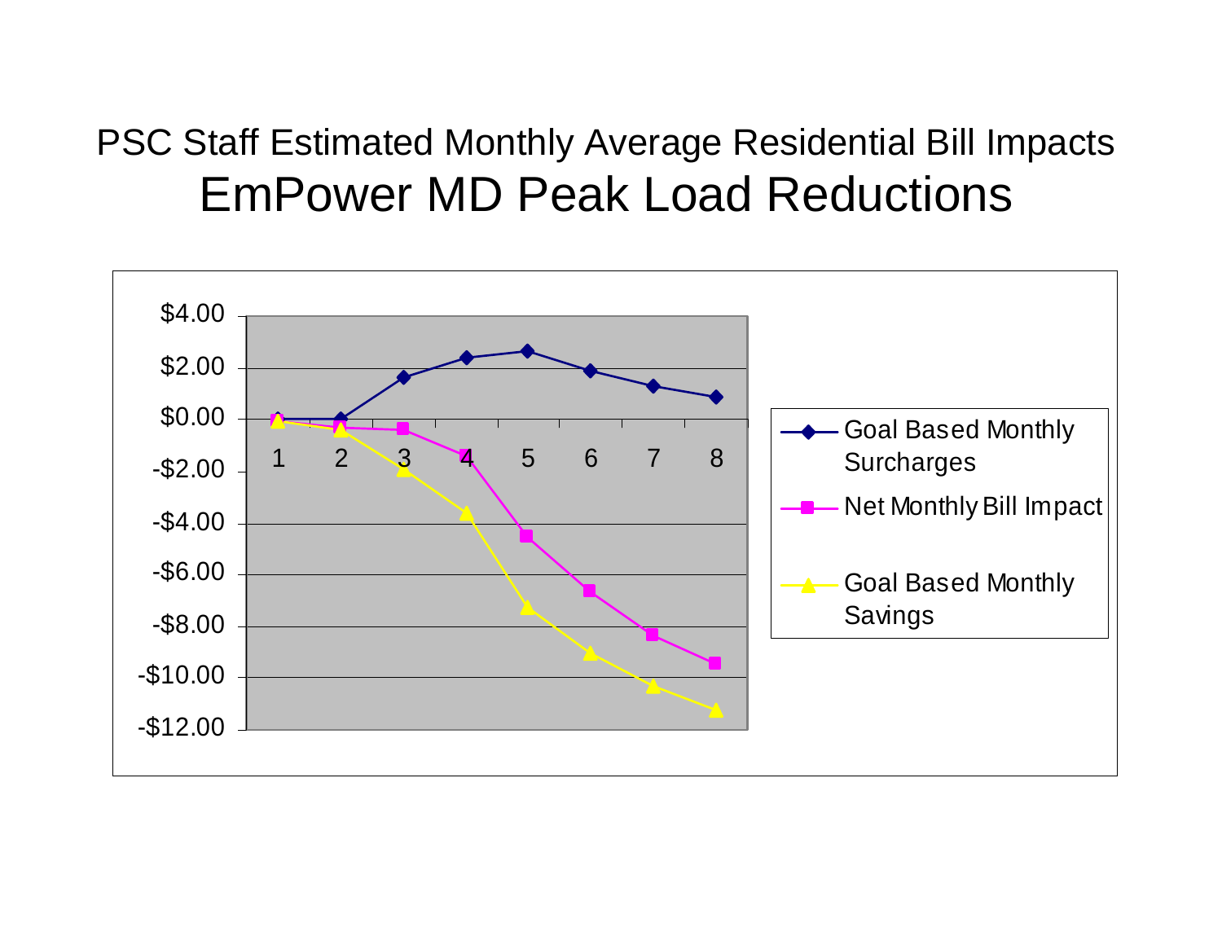# PSC Staff Estimated Monthly Average Residential Bill Impacts

## EmPower MD Peak Load Reductions

Chart legend:
- Goal Based Monthly Surcharges
- Net Monthly Bill Impact
- Goal Based Monthly Savings

Y-axis: $4.00, $2.00, $0.00, -$2.00, -$4.00, -$6.00, -$8.00, -$10.00, -$12.00

X-axis: 1, 2, 3, 4, 5, 6, 7, 8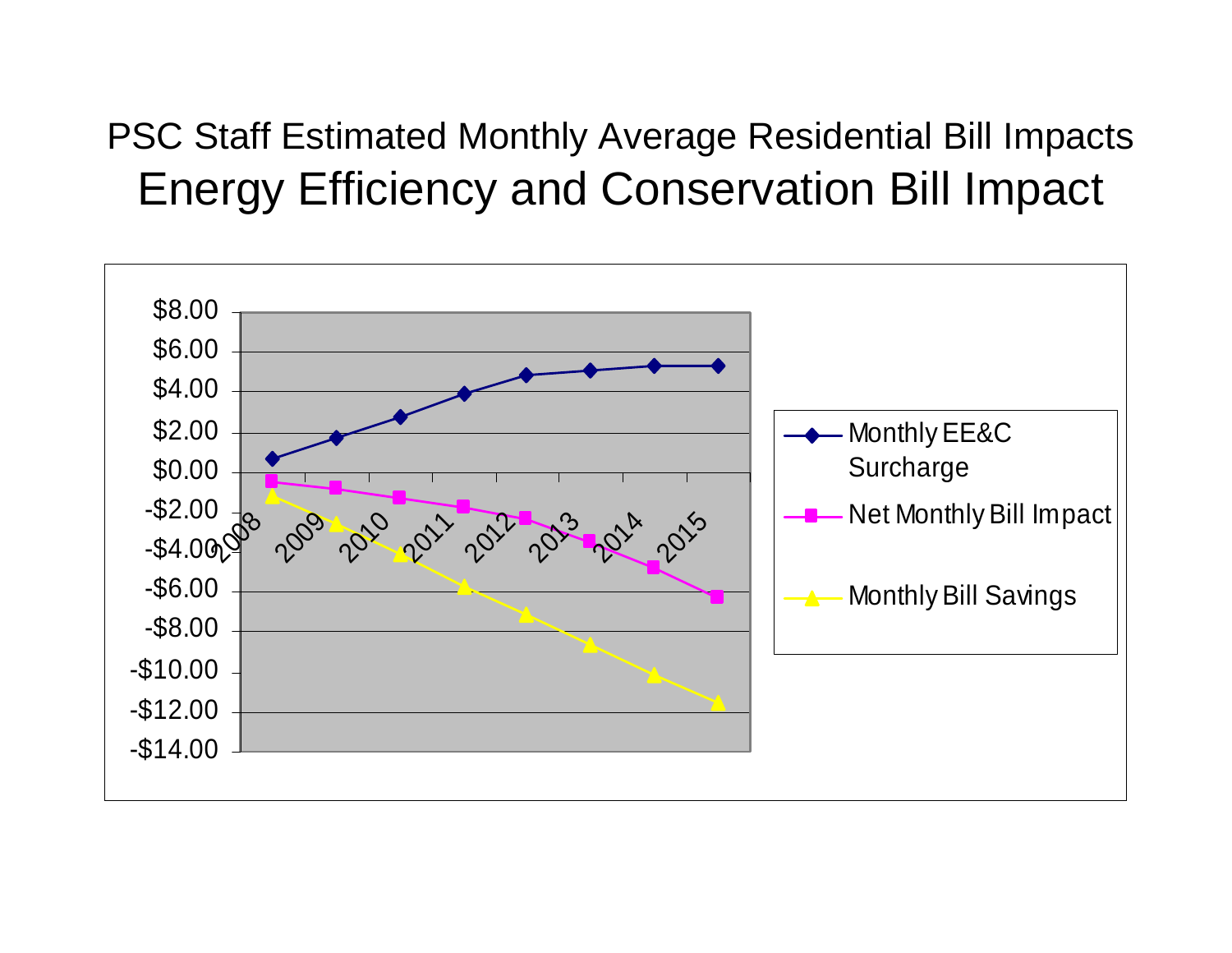# PSC Staff Estimated Monthly Average Residential Bill Impacts

## Energy Efficiency and Conservation Bill Impact

$8.00
$6.00
$4.00
$2.00
$0.00
-$2.00
-$4.00
-$6.00
-$8.00
-$10.00
-$12.00
-$14.00

2008 2009 2010 2011 2012 2013 2014 2015

Monthly EE&C Surcharge

Net Monthly Bill Impact

Monthly Bill Savings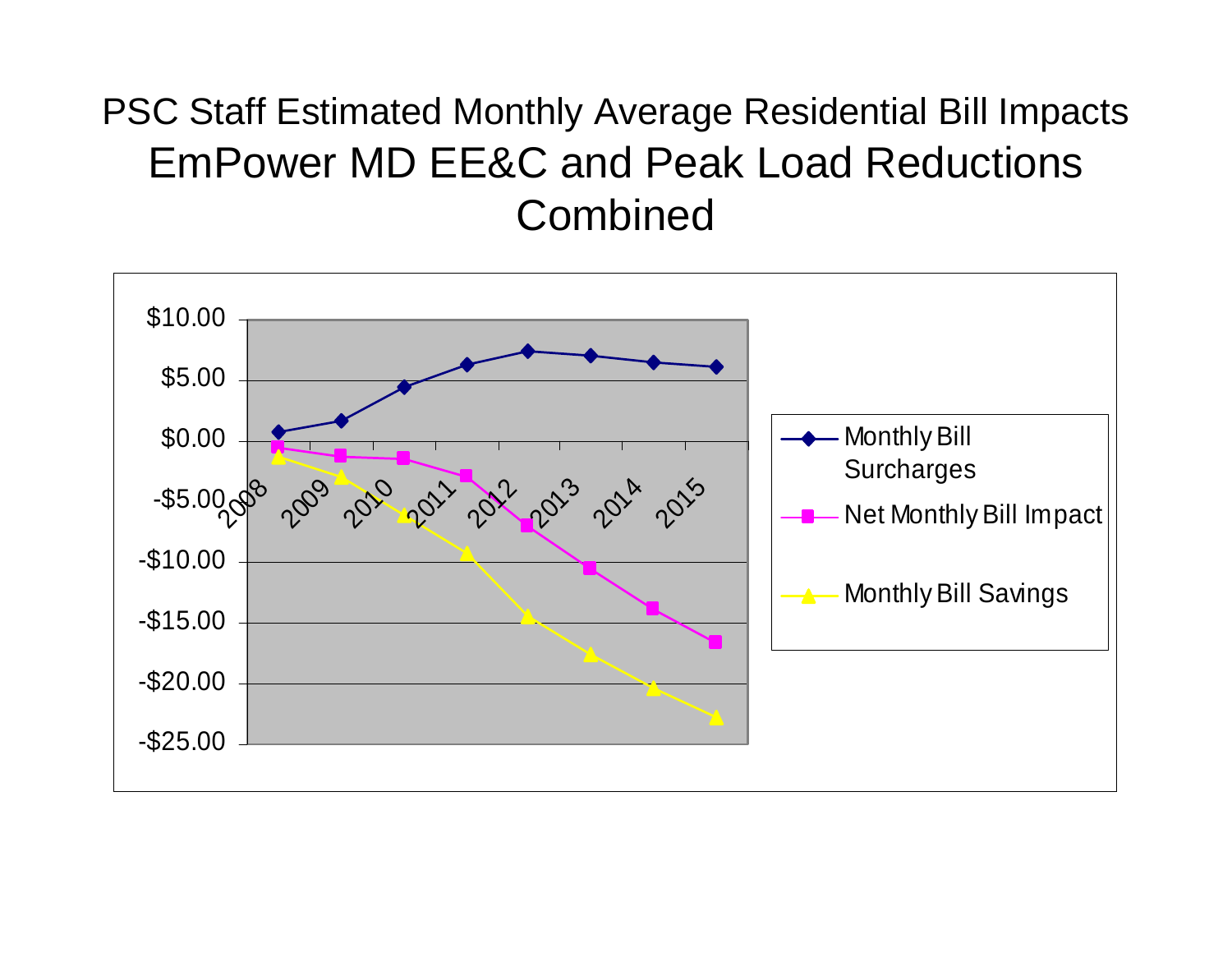# PSC Staff Estimated Monthly Average Residential Bill Impacts

## EmPower MD EE&C and Peak Load Reductions Combined

$10.00
$5.00
$0.00
-$5.00
-$10.00
-$15.00
-$20.00
-$25.00

2008
2009
2010
2011
2012
2013
2014
2015

Monthly Bill Surcharges
Net Monthly Bill Impact
Monthly Bill Savings